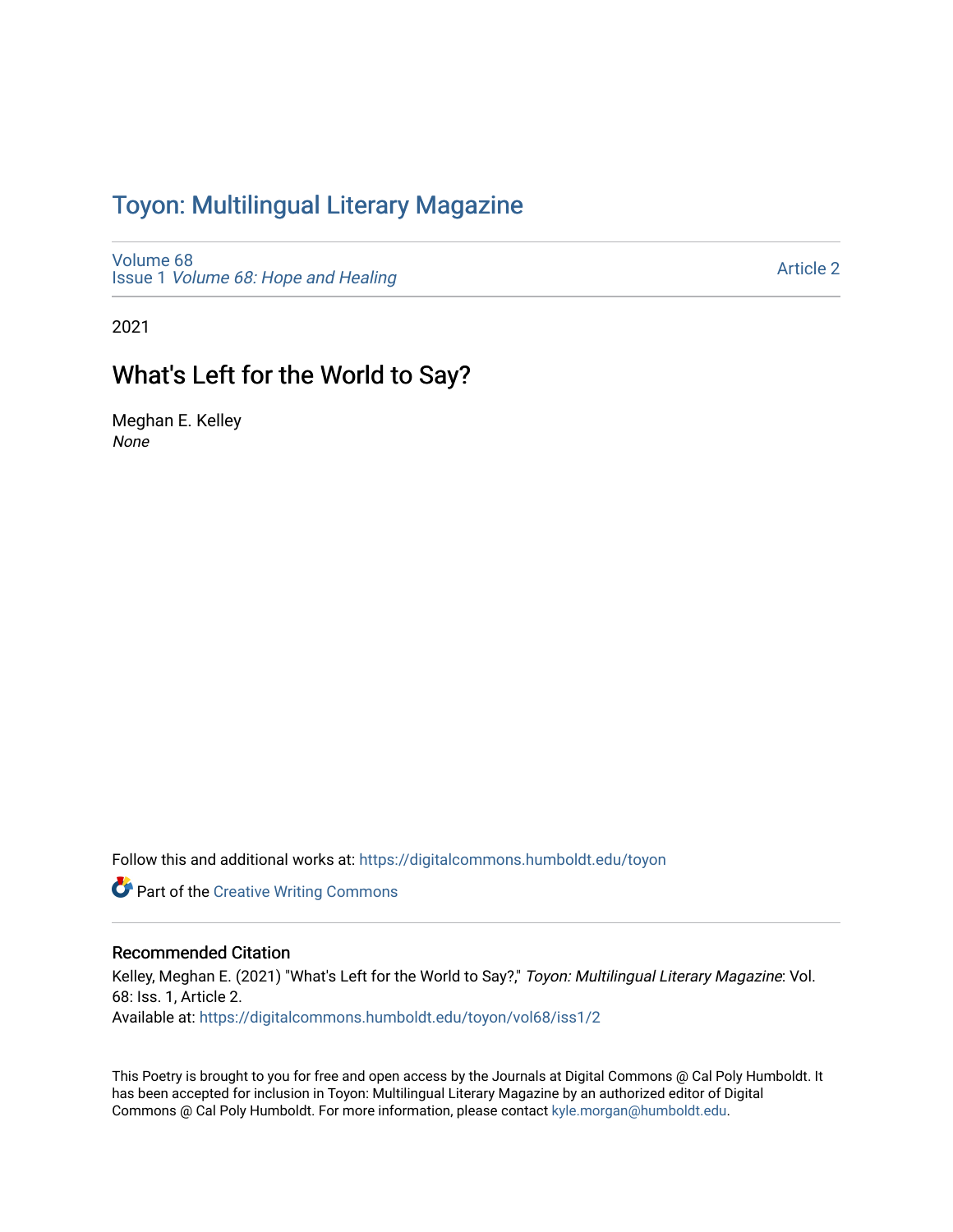# Toyon: Multilingual Literary Magazine

Volume 68
Issue 1 *Volume 68: Hope and Healing*

Article 2

2021

## What's Left for the World to Say?

Meghan E. Kelley
*None*

Follow this and additional works at: https://digitalcommons.humboldt.edu/toyon

Part of the Creative Writing Commons

### Recommended Citation

Kelley, Meghan E. (2021) "What's Left for the World to Say?," *Toyon: Multilingual Literary Magazine*: Vol. 68: Iss. 1, Article 2.
Available at: https://digitalcommons.humboldt.edu/toyon/vol68/iss1/2

This Poetry is brought to you for free and open access by the Journals at Digital Commons @ Cal Poly Humboldt. It has been accepted for inclusion in Toyon: Multilingual Literary Magazine by an authorized editor of Digital Commons @ Cal Poly Humboldt. For more information, please contact kyle.morgan@humboldt.edu.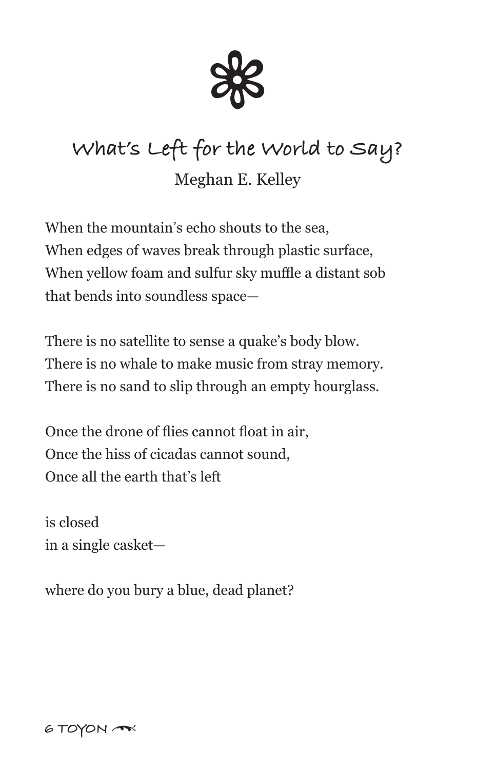# What's Left for the World to Say?

Meghan E. Kelley

When the mountain's echo shouts to the sea,  
When edges of waves break through plastic surface,  
When yellow foam and sulfur sky muffle a distant sob  
that bends into soundless space—

There is no satellite to sense a quake's body blow.  
There is no whale to make music from stray memory.  
There is no sand to slip through an empty hourglass.

Once the drone of flies cannot float in air,  
Once the hiss of cicadas cannot sound,  
Once all the earth that's left

is closed  
in a single casket—

where do you bury a blue, dead planet?